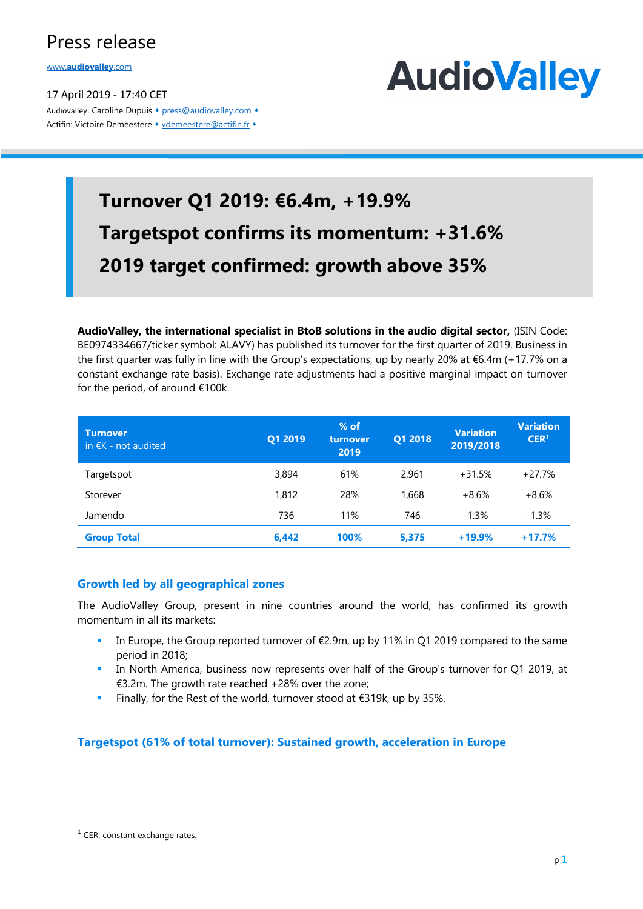# Press release

www.audiovalley.com

17 April 2019 - 17:40 CET

Audiovalley: Caroline Dupuis ◆ press@audiovalley.com ◆

Actifin: Victoire Demeestère ◆ vdemeestere@actifin.fr ◆

AudioValley

## Turnover Q1 2019: €6.4m, +19.9%

## Targetspot confirms its momentum: +31.6%

## 2019 target confirmed: growth above 35%

**AudioValley, the international specialist in BtoB solutions in the audio digital sector,** (ISIN Code: BE0974334667/ticker symbol: ALAVY) has published its turnover for the first quarter of 2019. Business in the first quarter was fully in line with the Group's expectations, up by nearly 20% at €6.4m (+17.7% on a constant exchange rate basis). Exchange rate adjustments had a positive marginal impact on turnover for the period, of around €100k.

| **Turnover** in €K - not audited | Q1 2019 | % of turnover 2019 | Q1 2018 | Variation 2019/2018 | Variation CER[1] |
|---|---|---|---|---|---|
| Targetspot | 3,894 | 61% | 2,961 | +31.5% | +27.7% |
| Storever | 1,812 | 28% | 1,668 | +8.6% | +8.6% |
| Jamendo | 736 | 11% | 746 | -1.3% | -1.3% |
| **Group Total** | **6,442** | **100%** | **5,375** | **+19.9%** | **+17.7%** |

### Growth led by all geographical zones

The AudioValley Group, present in nine countries around the world, has confirmed its growth momentum in all its markets:

- In Europe, the Group reported turnover of €2.9m, up by 11% in Q1 2019 compared to the same period in 2018;
- In North America, business now represents over half of the Group's turnover for Q1 2019, at €3.2m. The growth rate reached +28% over the zone;
- Finally, for the Rest of the world, turnover stood at €319k, up by 35%.

### Targetspot (61% of total turnover): Sustained growth, acceleration in Europe

[1] CER: constant exchange rates.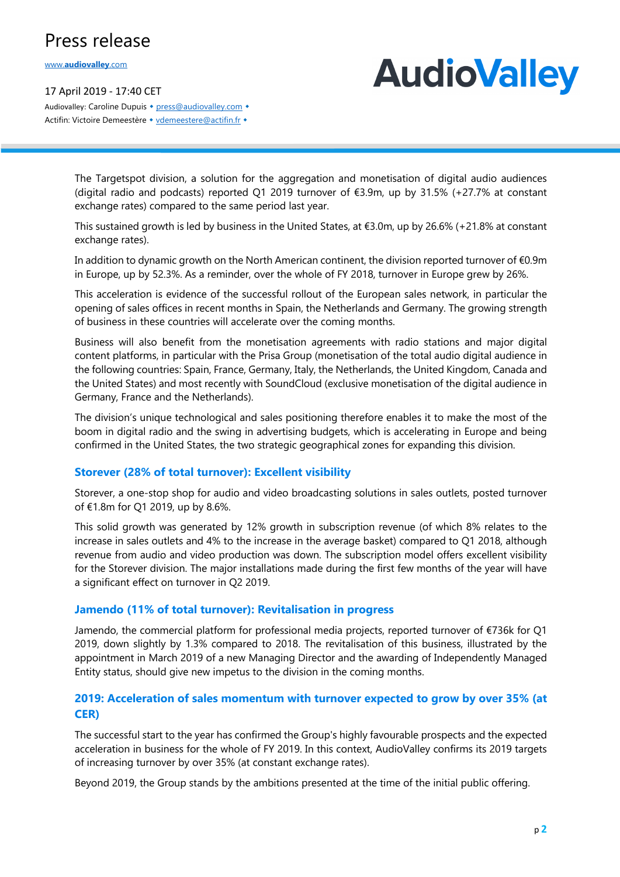The Targetspot division, a solution for the aggregation and monetisation of digital audio audiences (digital radio and podcasts) reported Q1 2019 turnover of €3.9m, up by 31.5% (+27.7% at constant exchange rates) compared to the same period last year.

This sustained growth is led by business in the United States, at €3.0m, up by 26.6% (+21.8% at constant exchange rates).

In addition to dynamic growth on the North American continent, the division reported turnover of €0.9m in Europe, up by 52.3%. As a reminder, over the whole of FY 2018, turnover in Europe grew by 26%.

This acceleration is evidence of the successful rollout of the European sales network, in particular the opening of sales offices in recent months in Spain, the Netherlands and Germany. The growing strength of business in these countries will accelerate over the coming months.

Business will also benefit from the monetisation agreements with radio stations and major digital content platforms, in particular with the Prisa Group (monetisation of the total audio digital audience in the following countries: Spain, France, Germany, Italy, the Netherlands, the United Kingdom, Canada and the United States) and most recently with SoundCloud (exclusive monetisation of the digital audience in Germany, France and the Netherlands).

The division's unique technological and sales positioning therefore enables it to make the most of the boom in digital radio and the swing in advertising budgets, which is accelerating in Europe and being confirmed in the United States, the two strategic geographical zones for expanding this division.

### Storever (28% of total turnover): Excellent visibility

Storever, a one-stop shop for audio and video broadcasting solutions in sales outlets, posted turnover of €1.8m for Q1 2019, up by 8.6%.

This solid growth was generated by 12% growth in subscription revenue (of which 8% relates to the increase in sales outlets and 4% to the increase in the average basket) compared to Q1 2018, although revenue from audio and video production was down. The subscription model offers excellent visibility for the Storever division. The major installations made during the first few months of the year will have a significant effect on turnover in Q2 2019.

### Jamendo (11% of total turnover): Revitalisation in progress

Jamendo, the commercial platform for professional media projects, reported turnover of €736k for Q1 2019, down slightly by 1.3% compared to 2018. The revitalisation of this business, illustrated by the appointment in March 2019 of a new Managing Director and the awarding of Independently Managed Entity status, should give new impetus to the division in the coming months.

### 2019: Acceleration of sales momentum with turnover expected to grow by over 35% (at CER)

The successful start to the year has confirmed the Group's highly favourable prospects and the expected acceleration in business for the whole of FY 2019. In this context, AudioValley confirms its 2019 targets of increasing turnover by over 35% (at constant exchange rates).

Beyond 2019, the Group stands by the ambitions presented at the time of the initial public offering.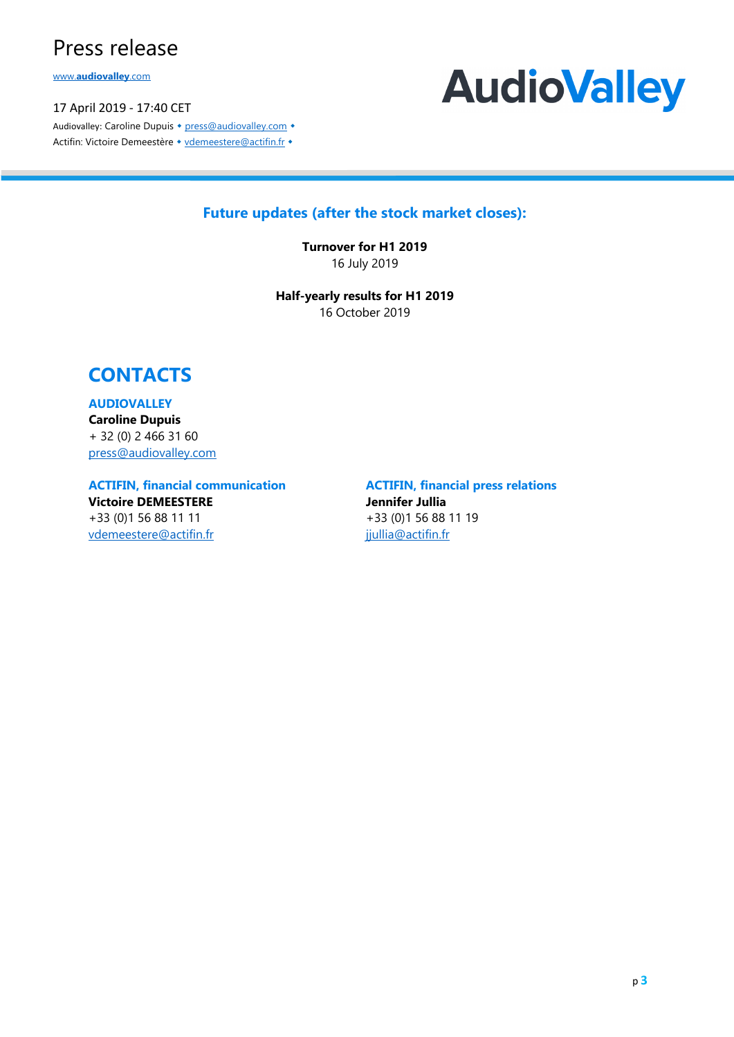Press release

www.audiovalley.com

17 April 2019 - 17:40 CET

Audiovalley: Caroline Dupuis • press@audiovalley.com •

Actifin: Victoire Demeestère • vdemeestere@actifin.fr •

AudioValley

## Future updates (after the stock market closes):

**Turnover for H1 2019**
16 July 2019

**Half-yearly results for H1 2019**
16 October 2019

# CONTACTS

### AUDIOVALLEY

**Caroline Dupuis**
+ 32 (0) 2 466 31 60
press@audiovalley.com

### ACTIFIN, financial communication

**Victoire DEMEESTERE**
+33 (0)1 56 88 11 11
vdemeestere@actifin.fr

### ACTIFIN, financial press relations

**Jennifer Jullia**
+33 (0)1 56 88 11 19
jjullia@actifin.fr